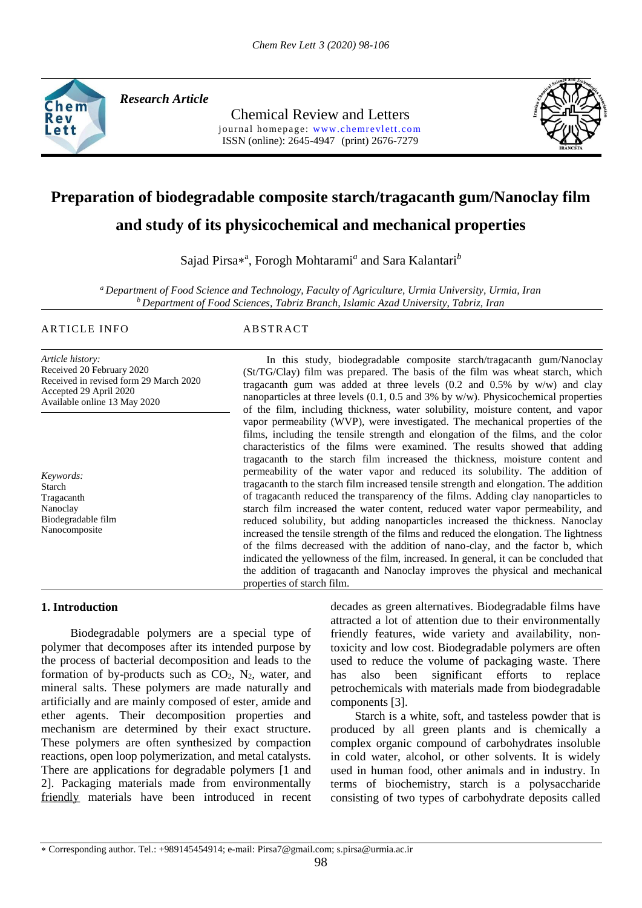Research Article

Chemical Review and Letters

journal homepage: www.chemrevlett.com

ISSN (online): 2645-4947 (print) 2676-7279

# Preparation of biodegradable composite starch/tragacanth gum/Nanoclay film and study of its physicochemical and mechanical properties

Sajad Pirsa*[a], Forogh Mohtarami[a] and Sara Kalantari[b]

[a] *Department of Food Science and Technology, Faculty of Agriculture, Urmia University, Urmia, Iran*
[b] *Department of Food Sciences, Tabriz Branch, Islamic Azad University, Tabriz, Iran*

ARTICLE INFO

*Article history:*
Received 20 February 2020
Received in revised form 29 March 2020
Accepted 29 April 2020
Available online 13 May 2020

*Keywords:*
Starch
Tragacanth
Nanoclay
Biodegradable film
Nanocomposite

ABSTRACT

In this study, biodegradable composite starch/tragacanth gum/Nanoclay (St/TG/Clay) film was prepared. The basis of the film was wheat starch, which tragacanth gum was added at three levels (0.2 and 0.5% by w/w) and clay nanoparticles at three levels (0.1, 0.5 and 3% by w/w). Physicochemical properties of the film, including thickness, water solubility, moisture content, and vapor vapor permeability (WVP), were investigated. The mechanical properties of the films, including the tensile strength and elongation of the films, and the color characteristics of the films were examined. The results showed that adding tragacanth to the starch film increased the thickness, moisture content and permeability of the water vapor and reduced its solubility. The addition of tragacanth to the starch film increased tensile strength and elongation. The addition of tragacanth reduced the transparency of the films. Adding clay nanoparticles to starch film increased the water content, reduced water vapor permeability, and reduced solubility, but adding nanoparticles increased the thickness. Nanoclay increased the tensile strength of the films and reduced the elongation. The lightness of the films decreased with the addition of nano-clay, and the factor b, which indicated the yellowness of the film, increased. In general, it can be concluded that the addition of tragacanth and Nanoclay improves the physical and mechanical properties of starch film.

## 1. Introduction

Biodegradable polymers are a special type of polymer that decomposes after its intended purpose by the process of bacterial decomposition and leads to the formation of by-products such as $CO_2$, $N_2$, water, and mineral salts. These polymers are made naturally and artificially and are mainly composed of ester, amide and ether agents. Their decomposition properties and mechanism are determined by their exact structure. These polymers are often synthesized by compaction reactions, open loop polymerization, and metal catalysts. There are applications for degradable polymers [1 and 2]. Packaging materials made from environmentally friendly materials have been introduced in recent decades as green alternatives. Biodegradable films have attracted a lot of attention due to their environmentally friendly features, wide variety and availability, non-toxicity and low cost. Biodegradable polymers are often used to reduce the volume of packaging waste. There has also been significant efforts to replace petrochemicals with materials made from biodegradable components [3].

Starch is a white, soft, and tasteless powder that is produced by all green plants and is chemically a complex organic compound of carbohydrates insoluble in cold water, alcohol, or other solvents. It is widely used in human food, other animals and in industry. In terms of biochemistry, starch is a polysaccharide consisting of two types of carbohydrate deposits called

* Corresponding author. Tel.: +989145454914; e-mail: Pirsa7@gmail.com; s.pirsa@urmia.ac.ir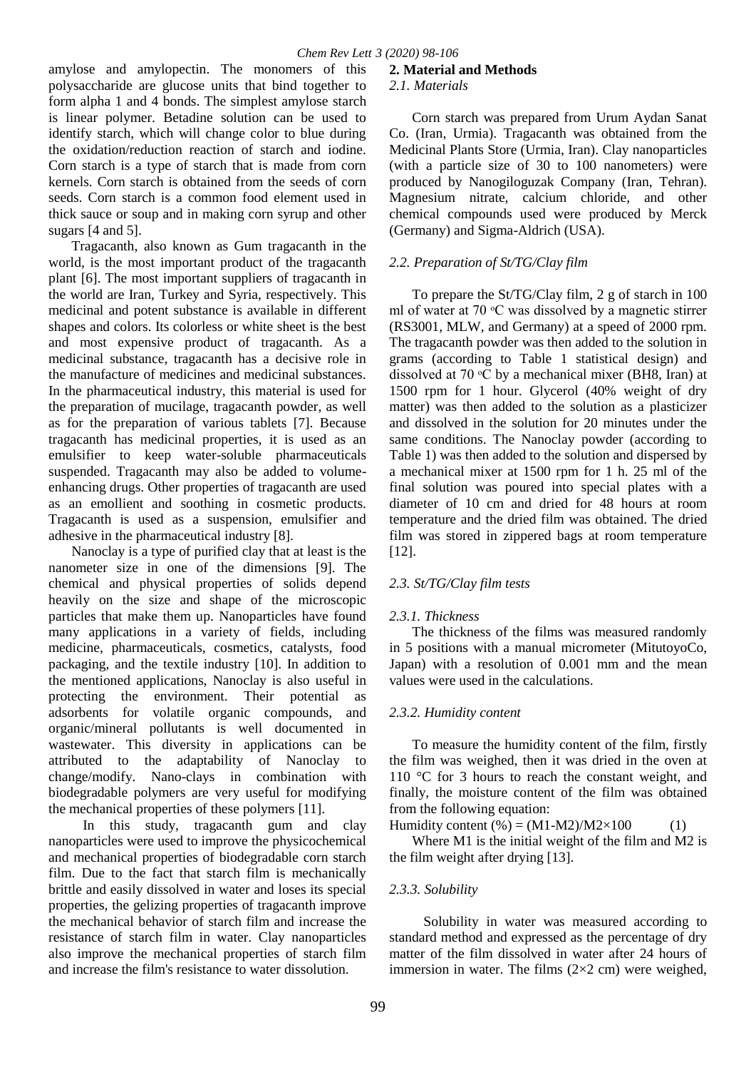amylose and amylopectin. The monomers of this polysaccharide are glucose units that bind together to form alpha 1 and 4 bonds. The simplest amylose starch is linear polymer. Betadine solution can be used to identify starch, which will change color to blue during the oxidation/reduction reaction of starch and iodine. Corn starch is a type of starch that is made from corn kernels. Corn starch is obtained from the seeds of corn seeds. Corn starch is a common food element used in thick sauce or soup and in making corn syrup and other sugars [4 and 5].

Tragacanth, also known as Gum tragacanth in the world, is the most important product of the tragacanth plant [6]. The most important suppliers of tragacanth in the world are Iran, Turkey and Syria, respectively. This medicinal and potent substance is available in different shapes and colors. Its colorless or white sheet is the best and most expensive product of tragacanth. As a medicinal substance, tragacanth has a decisive role in the manufacture of medicines and medicinal substances. In the pharmaceutical industry, this material is used for the preparation of mucilage, tragacanth powder, as well as for the preparation of various tablets [7]. Because tragacanth has medicinal properties, it is used as an emulsifier to keep water-soluble pharmaceuticals suspended. Tragacanth may also be added to volume-enhancing drugs. Other properties of tragacanth are used as an emollient and soothing in cosmetic products. Tragacanth is used as a suspension, emulsifier and adhesive in the pharmaceutical industry [8].

Nanoclay is a type of purified clay that at least is the nanometer size in one of the dimensions [9]. The chemical and physical properties of solids depend heavily on the size and shape of the microscopic particles that make them up. Nanoparticles have found many applications in a variety of fields, including medicine, pharmaceuticals, cosmetics, catalysts, food packaging, and the textile industry [10]. In addition to the mentioned applications, Nanoclay is also useful in protecting the environment. Their potential as adsorbents for volatile organic compounds, and organic/mineral pollutants is well documented in wastewater. This diversity in applications can be attributed to the adaptability of Nanoclay to change/modify. Nano-clays in combination with biodegradable polymers are very useful for modifying the mechanical properties of these polymers [11].

In this study, tragacanth gum and clay nanoparticles were used to improve the physicochemical and mechanical properties of biodegradable corn starch film. Due to the fact that starch film is mechanically brittle and easily dissolved in water and loses its special properties, the gelizing properties of tragacanth improve the mechanical behavior of starch film and increase the resistance of starch film in water. Clay nanoparticles also improve the mechanical properties of starch film and increase the film's resistance to water dissolution.

## 2. Material and Methods

### *2.1. Materials*

Corn starch was prepared from Urum Aydan Sanat Co. (Iran, Urmia). Tragacanth was obtained from the Medicinal Plants Store (Urmia, Iran). Clay nanoparticles (with a particle size of 30 to 100 nanometers) were produced by Nanogiloguzak Company (Iran, Tehran). Magnesium nitrate, calcium chloride, and other chemical compounds used were produced by Merck (Germany) and Sigma-Aldrich (USA).

### *2.2. Preparation of St/TG/Clay film*

To prepare the St/TG/Clay film, 2 g of starch in 100 ml of water at 70 °C was dissolved by a magnetic stirrer (RS3001, MLW, and Germany) at a speed of 2000 rpm. The tragacanth powder was then added to the solution in grams (according to Table 1 statistical design) and dissolved at 70 °C by a mechanical mixer (BH8, Iran) at 1500 rpm for 1 hour. Glycerol (40% weight of dry matter) was then added to the solution as a plasticizer and dissolved in the solution for 20 minutes under the same conditions. The Nanoclay powder (according to Table 1) was then added to the solution and dispersed by a mechanical mixer at 1500 rpm for 1 h. 25 ml of the final solution was poured into special plates with a diameter of 10 cm and dried for 48 hours at room temperature and the dried film was obtained. The dried film was stored in zippered bags at room temperature [12].

### *2.3. St/TG/Clay film tests*

#### *2.3.1. Thickness*

The thickness of the films was measured randomly in 5 positions with a manual micrometer (MitutoyoCo, Japan) with a resolution of 0.001 mm and the mean values were used in the calculations.

#### *2.3.2. Humidity content*

To measure the humidity content of the film, firstly the film was weighed, then it was dried in the oven at 110 °C for 3 hours to reach the constant weight, and finally, the moisture content of the film was obtained from the following equation:

$$\text{Humidity content } (\%) = (M1-M2)/M2\times100 \qquad (1)$$

Where M1 is the initial weight of the film and M2 is the film weight after drying [13].

#### *2.3.3. Solubility*

Solubility in water was measured according to standard method and expressed as the percentage of dry matter of the film dissolved in water after 24 hours of immersion in water. The films (2×2 cm) were weighed,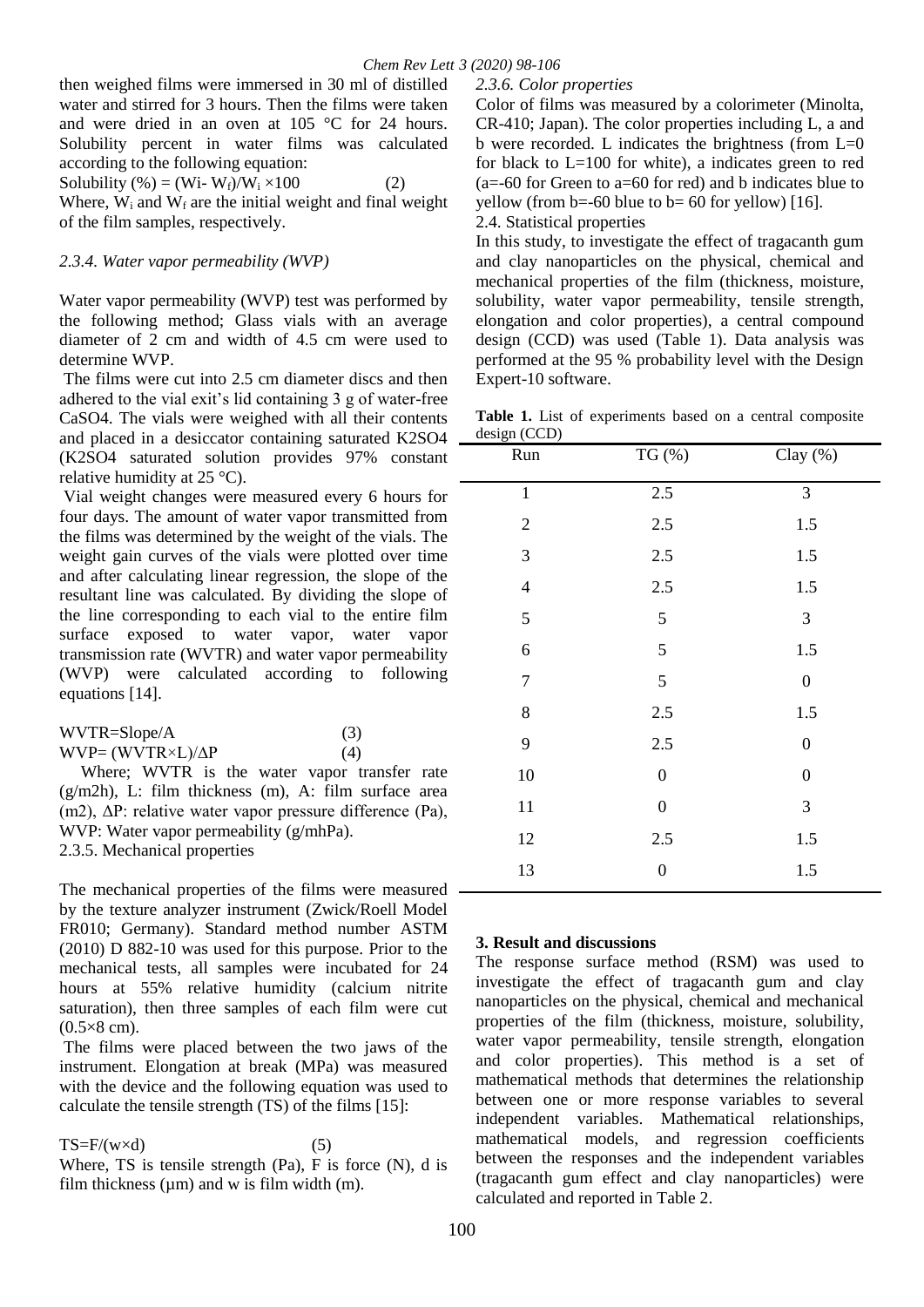then weighed films were immersed in 30 ml of distilled water and stirred for 3 hours. Then the films were taken and were dried in an oven at 105 °C for 24 hours. Solubility percent in water films was calculated according to the following equation:

$$\text{Solubility}(\%) = (W_i - W_f)/W_i \times 100 \quad (2)$$

Where, $W_i$ and $W_f$ are the initial weight and final weight of the film samples, respectively.

### *2.3.4. Water vapor permeability (WVP)*

Water vapor permeability (WVP) test was performed by the following method; Glass vials with an average diameter of 2 cm and width of 4.5 cm were used to determine WVP.

The films were cut into 2.5 cm diameter discs and then adhered to the vial exit's lid containing 3 g of water-free $CaSO_4$. The vials were weighed with all their contents and placed in a desiccator containing saturated $K_2SO_4$ ($K_2SO_4$ saturated solution provides 97% constant relative humidity at 25 °C).

Vial weight changes were measured every 6 hours for four days. The amount of water vapor transmitted from the films was determined by the weight of the vials. The weight gain curves of the vials were plotted over time and after calculating linear regression, the slope of the resultant line was calculated. By dividing the slope of the line corresponding to each vial to the entire film surface exposed to water vapor, water vapor transmission rate (WVTR) and water vapor permeability (WVP) were calculated according to following equations [14].

$$WVTR = Slope/A \quad (3)$$

$$WVP = (WVTR \times L)/\Delta P \quad (4)$$

Where; WVTR is the water vapor transfer rate ($g/m^2h$), L: film thickness (m), A: film surface area ($m^2$), $\Delta P$: relative water vapor pressure difference (Pa), WVP: Water vapor permeability (g/mhPa).

### 2.3.5. Mechanical properties

The mechanical properties of the films were measured by the texture analyzer instrument (Zwick/Roell Model FR010; Germany). Standard method number ASTM (2010) D 882-10 was used for this purpose. Prior to the mechanical tests, all samples were incubated for 24 hours at 55% relative humidity (calcium nitrite saturation), then three samples of each film were cut (0.5×8 cm).

The films were placed between the two jaws of the instrument. Elongation at break (MPa) was measured with the device and the following equation was used to calculate the tensile strength (TS) of the films [15]:

$$TS = F/(w \times d) \quad (5)$$

Where, TS is tensile strength (Pa), F is force (N), d is film thickness (μm) and w is film width (m).

### *2.3.6. Color properties*

Color of films was measured by a colorimeter (Minolta, CR-410; Japan). The color properties including L, a and b were recorded. L indicates the brightness (from L=0 for black to L=100 for white), a indicates green to red (a=-60 for Green to a=60 for red) and b indicates blue to yellow (from b=-60 blue to b= 60 for yellow) [16].

## 2.4. Statistical properties

In this study, to investigate the effect of tragacanth gum and clay nanoparticles on the physical, chemical and mechanical properties of the film (thickness, moisture, solubility, water vapor permeability, tensile strength, elongation and color properties), a central compound design (CCD) was used (Table 1). Data analysis was performed at the 95 % probability level with the Design Expert-10 software.

**Table 1.** List of experiments based on a central composite design (CCD)

| Run | TG (%) | Clay (%) |
|---|---|---|
| 1 | 2.5 | 3 |
| 2 | 2.5 | 1.5 |
| 3 | 2.5 | 1.5 |
| 4 | 2.5 | 1.5 |
| 5 | 5 | 3 |
| 6 | 5 | 1.5 |
| 7 | 5 | 0 |
| 8 | 2.5 | 1.5 |
| 9 | 2.5 | 0 |
| 10 | 0 | 0 |
| 11 | 0 | 3 |
| 12 | 2.5 | 1.5 |
| 13 | 0 | 1.5 |

## 3. Result and discussions

The response surface method (RSM) was used to investigate the effect of tragacanth gum and clay nanoparticles on the physical, chemical and mechanical properties of the film (thickness, moisture, solubility, water vapor permeability, tensile strength, elongation and color properties). This method is a set of mathematical methods that determines the relationship between one or more response variables to several independent variables. Mathematical relationships, mathematical models, and regression coefficients between the responses and the independent variables (tragacanth gum effect and clay nanoparticles) were calculated and reported in Table 2.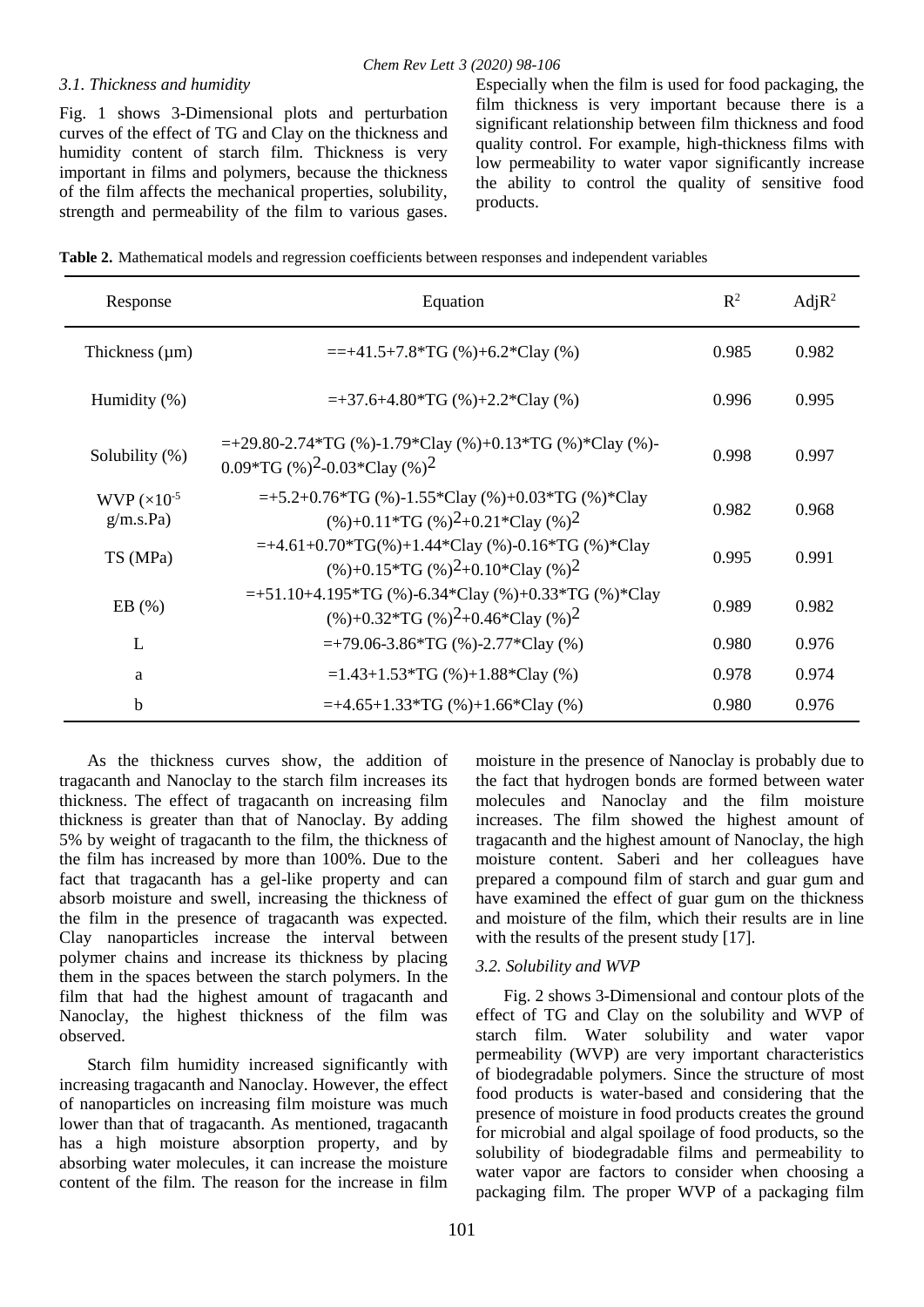### 3.1. Thickness and humidity

Fig. 1 shows 3-Dimensional plots and perturbation curves of the effect of TG and Clay on the thickness and humidity content of starch film. Thickness is very important in films and polymers, because the thickness of the film affects the mechanical properties, solubility, strength and permeability of the film to various gases. Especially when the film is used for food packaging, the film thickness is very important because there is a significant relationship between film thickness and food quality control. For example, high-thickness films with low permeability to water vapor significantly increase the ability to control the quality of sensitive food products.

**Table 2.** Mathematical models and regression coefficients between responses and independent variables

| Response | Equation | $R^2$ | $AdjR^2$ |
|---|---|---|---|
| Thickness (μm) | ==+41.5+7.8*TG (%)+6.2*Clay (%) | 0.985 | 0.982 |
| Humidity (%) | =+37.6+4.80*TG (%)+2.2*Clay (%) | 0.996 | 0.995 |
| Solubility (%) | =+29.80-2.74*TG (%)-1.79*Clay (%)+0.13*TG (%)*Clay (%)-0.09*TG $(\%)^2$-0.03*Clay $(\%)^2$ | 0.998 | 0.997 |
| WVP ($\times 10^{-5}$ g/m.s.Pa) | =+5.2+0.76*TG (%)-1.55*Clay (%)+0.03*TG (%)*Clay (%)+0.11*TG $(\%)^2$+0.21*Clay $(\%)^2$ | 0.982 | 0.968 |
| TS (MPa) | =+4.61+0.70*TG(%)+1.44*Clay (%)-0.16*TG (%)*Clay (%)+0.15*TG $(\%)^2$+0.10*Clay $(\%)^2$ | 0.995 | 0.991 |
| EB (%) | =+51.10+4.195*TG (%)-6.34*Clay (%)+0.33*TG (%)*Clay (%)+0.32*TG $(\%)^2$+0.46*Clay $(\%)^2$ | 0.989 | 0.982 |
| L | =+79.06-3.86*TG (%)-2.77*Clay (%) | 0.980 | 0.976 |
| a | =1.43+1.53*TG (%)+1.88*Clay (%) | 0.978 | 0.974 |
| b | =+4.65+1.33*TG (%)+1.66*Clay (%) | 0.980 | 0.976 |

As the thickness curves show, the addition of tragacanth and Nanoclay to the starch film increases its thickness. The effect of tragacanth on increasing film thickness is greater than that of Nanoclay. By adding 5% by weight of tragacanth to the film, the thickness of the film has increased by more than 100%. Due to the fact that tragacanth has a gel-like property and can absorb moisture and swell, increasing the thickness of the film in the presence of tragacanth was expected. Clay nanoparticles increase the interval between polymer chains and increase its thickness by placing them in the spaces between the starch polymers. In the film that had the highest amount of tragacanth and Nanoclay, the highest thickness of the film was observed.

Starch film humidity increased significantly with increasing tragacanth and Nanoclay. However, the effect of nanoparticles on increasing film moisture was much lower than that of tragacanth. As mentioned, tragacanth has a high moisture absorption property, and by absorbing water molecules, it can increase the moisture content of the film. The reason for the increase in film moisture in the presence of Nanoclay is probably due to the fact that hydrogen bonds are formed between water molecules and Nanoclay and the film moisture increases. The film showed the highest amount of tragacanth and the highest amount of Nanoclay, the high moisture content. Saberi and her colleagues have prepared a compound film of starch and guar gum and have examined the effect of guar gum on the thickness and moisture of the film, which their results are in line with the results of the present study [17].

### 3.2. Solubility and WVP

Fig. 2 shows 3-Dimensional and contour plots of the effect of TG and Clay on the solubility and WVP of starch film. Water solubility and water vapor permeability (WVP) are very important characteristics of biodegradable polymers. Since the structure of most food products is water-based and considering that the presence of moisture in food products creates the ground for microbial and algal spoilage of food products, so the solubility of biodegradable films and permeability to water vapor are factors to consider when choosing a packaging film. The proper WVP of a packaging film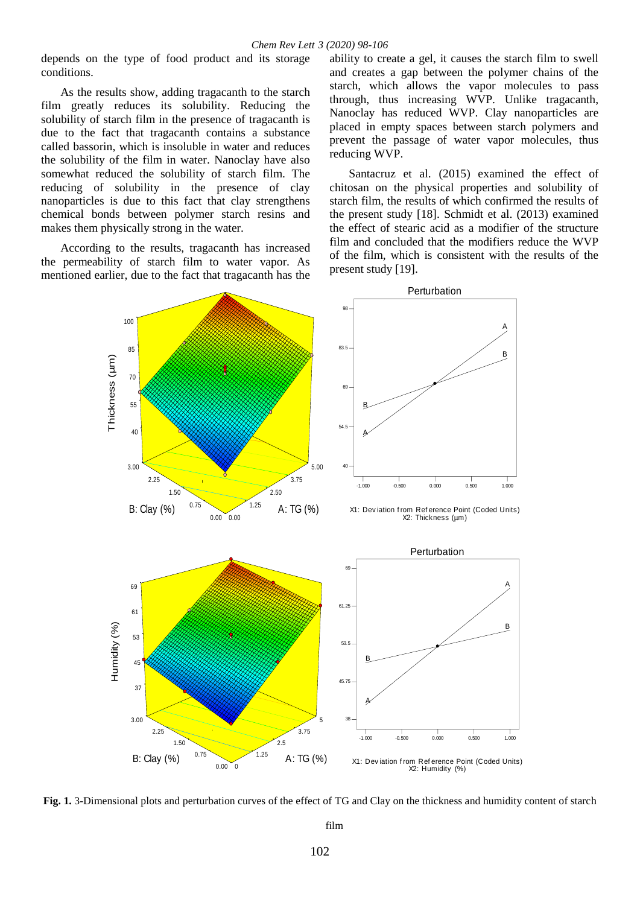depends on the type of food product and its storage conditions.

As the results show, adding tragacanth to the starch film greatly reduces its solubility. Reducing the solubility of starch film in the presence of tragacanth is due to the fact that tragacanth contains a substance called bassorin, which is insoluble in water and reduces the solubility of the film in water. Nanoclay have also somewhat reduced the solubility of starch film. The reducing of solubility in the presence of clay nanoparticles is due to this fact that clay strengthens chemical bonds between polymer starch resins and makes them physically strong in the water.

According to the results, tragacanth has increased the permeability of starch film to water vapor. As mentioned earlier, due to the fact that tragacanth has the ability to create a gel, it causes the starch film to swell and creates a gap between the polymer chains of the starch, which allows the vapor molecules to pass through, thus increasing WVP. Unlike tragacanth, Nanoclay has reduced WVP. Clay nanoparticles are placed in empty spaces between starch polymers and prevent the passage of water vapor molecules, thus reducing WVP.

Santacruz et al. (2015) examined the effect of chitosan on the physical properties and solubility of starch film, the results of which confirmed the results of the present study [18]. Schmidt et al. (2013) examined the effect of stearic acid as a modifier of the structure film and concluded that the modifiers reduce the WVP of the film, which is consistent with the results of the present study [19].

**Fig. 1.** 3-Dimensional plots and perturbation curves of the effect of TG and Clay on the thickness and humidity content of starch film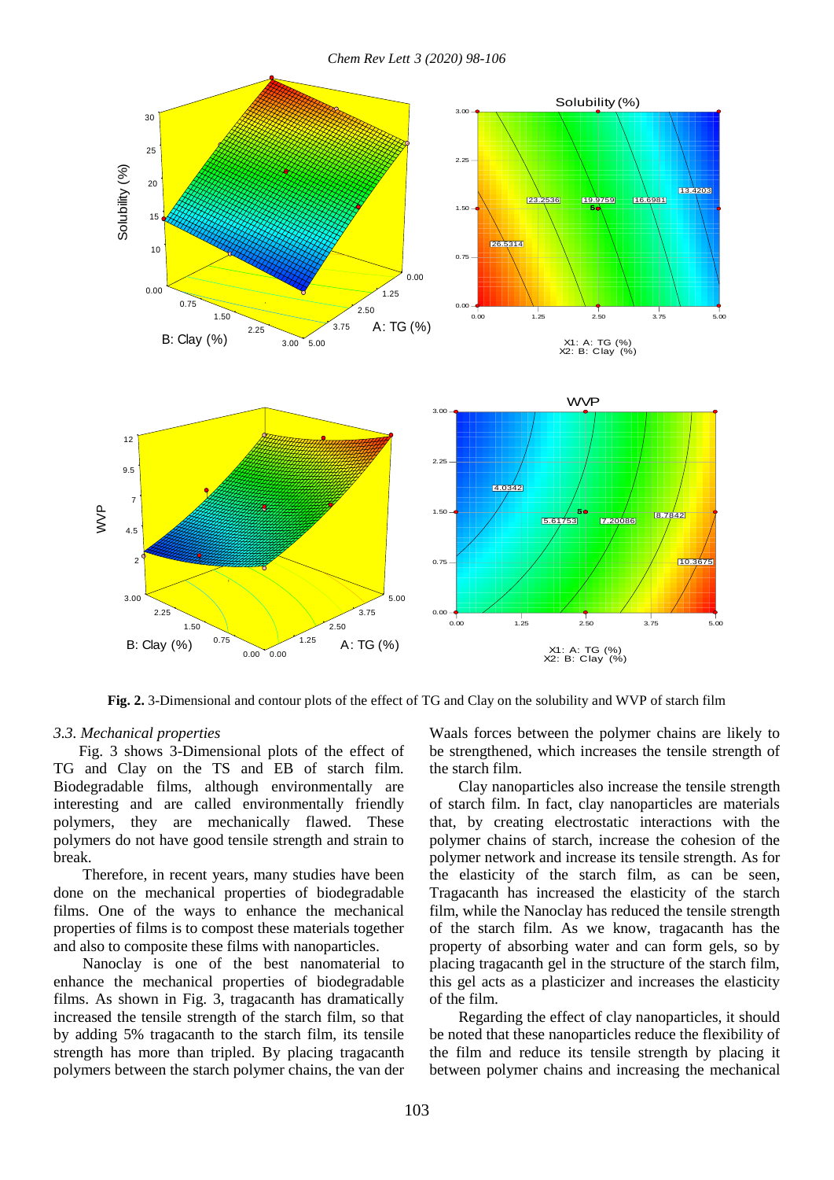**Fig. 2.** 3-Dimensional and contour plots of the effect of TG and Clay on the solubility and WVP of starch film

### *3.3. Mechanical properties*

Fig. 3 shows 3-Dimensional plots of the effect of TG and Clay on the TS and EB of starch film. Biodegradable films, although environmentally are interesting and are called environmentally friendly polymers, they are mechanically flawed. These polymers do not have good tensile strength and strain to break.

Therefore, in recent years, many studies have been done on the mechanical properties of biodegradable films. One of the ways to enhance the mechanical properties of films is to compost these materials together and also to composite these films with nanoparticles.

Nanoclay is one of the best nanomaterial to enhance the mechanical properties of biodegradable films. As shown in Fig. 3, tragacanth has dramatically increased the tensile strength of the starch film, so that by adding 5% tragacanth to the starch film, its tensile strength has more than tripled. By placing tragacanth polymers between the starch polymer chains, the van der Waals forces between the polymer chains are likely to be strengthened, which increases the tensile strength of the starch film.

Clay nanoparticles also increase the tensile strength of starch film. In fact, clay nanoparticles are materials that, by creating electrostatic interactions with the polymer chains of starch, increase the cohesion of the polymer network and increase its tensile strength. As for the elasticity of the starch film, as can be seen, Tragacanth has increased the elasticity of the starch film, while the Nanoclay has reduced the tensile strength of the starch film. As we know, tragacanth has the property of absorbing water and can form gels, so by placing tragacanth gel in the structure of the starch film, this gel acts as a plasticizer and increases the elasticity of the film.

Regarding the effect of clay nanoparticles, it should be noted that these nanoparticles reduce the flexibility of the film and reduce its tensile strength by placing it between polymer chains and increasing the mechanical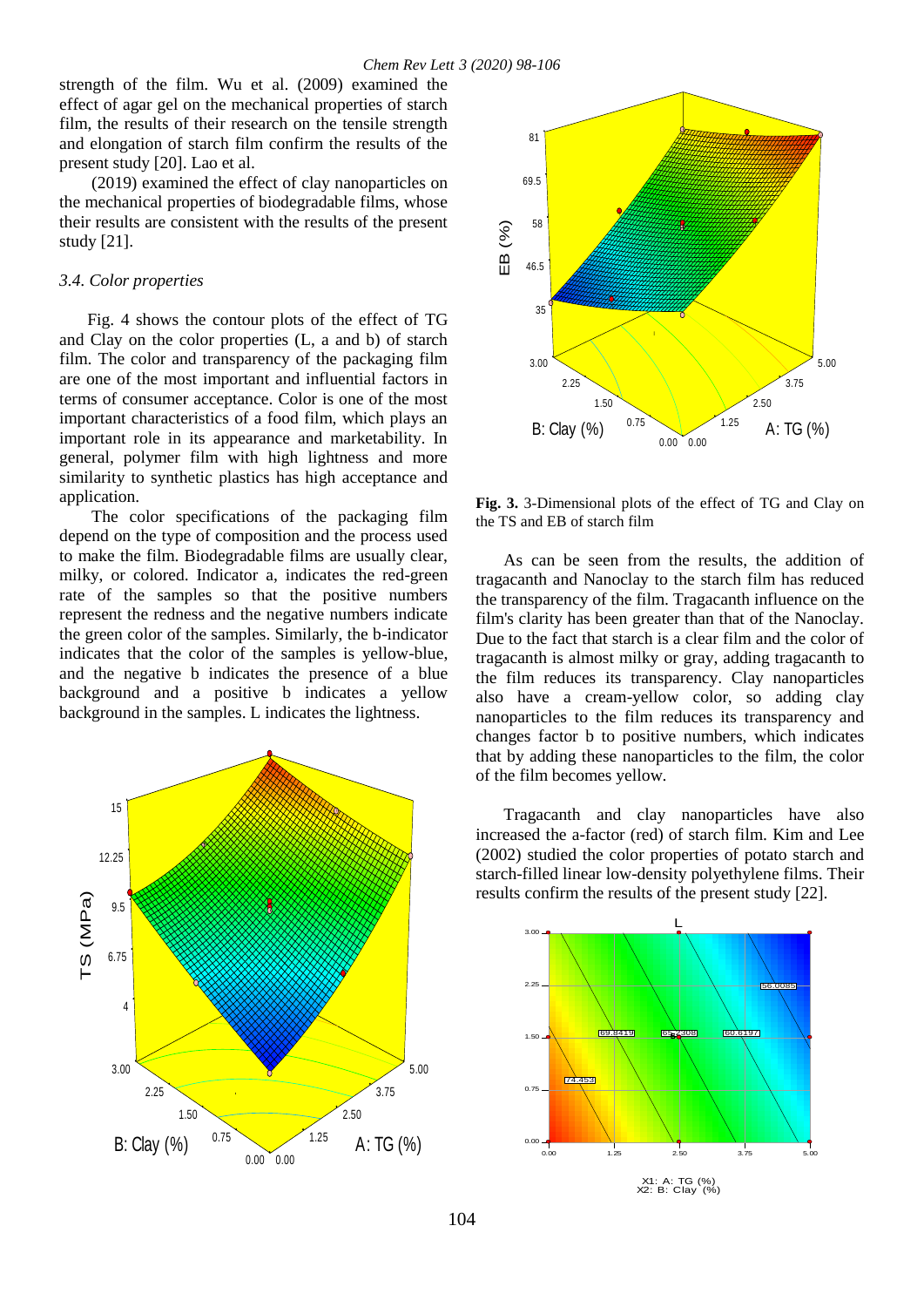strength of the film. Wu et al. (2009) examined the effect of agar gel on the mechanical properties of starch film, the results of their research on the tensile strength and elongation of starch film confirm the results of the present study [20]. Lao et al.

(2019) examined the effect of clay nanoparticles on the mechanical properties of biodegradable films, whose their results are consistent with the results of the present study [21].

### *3.4. Color properties*

Fig. 4 shows the contour plots of the effect of TG and Clay on the color properties (L, a and b) of starch film. The color and transparency of the packaging film are one of the most important and influential factors in terms of consumer acceptance. Color is one of the most important characteristics of a food film, which plays an important role in its appearance and marketability. In general, polymer film with high lightness and more similarity to synthetic plastics has high acceptance and application.

The color specifications of the packaging film depend on the type of composition and the process used to make the film. Biodegradable films are usually clear, milky, or colored. Indicator a, indicates the red-green rate of the samples so that the positive numbers represent the redness and the negative numbers indicate the green color of the samples. Similarly, the b-indicator indicates that the color of the samples is yellow-blue, and the negative b indicates the presence of a blue background and a positive b indicates a yellow background in the samples. L indicates the lightness.

**Fig. 3.** 3-Dimensional plots of the effect of TG and Clay on the TS and EB of starch film

As can be seen from the results, the addition of tragacanth and Nanoclay to the starch film has reduced the transparency of the film. Tragacanth influence on the film's clarity has been greater than that of the Nanoclay. Due to the fact that starch is a clear film and the color of tragacanth is almost milky or gray, adding tragacanth to the film reduces its transparency. Clay nanoparticles also have a cream-yellow color, so adding clay nanoparticles to the film reduces its transparency and changes factor b to positive numbers, which indicates that by adding these nanoparticles to the film, the color of the film becomes yellow.

Tragacanth and clay nanoparticles have also increased the a-factor (red) of starch film. Kim and Lee (2002) studied the color properties of potato starch and starch-filled linear low-density polyethylene films. Their results confirm the results of the present study [22].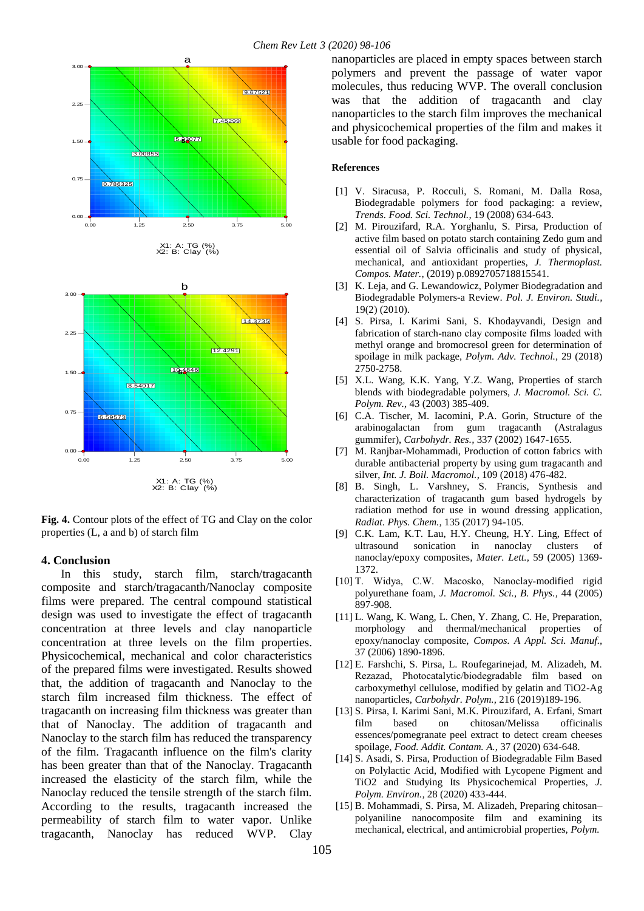**Fig. 4.** Contour plots of the effect of TG and Clay on the color properties (L, a and b) of starch film

## 4. Conclusion

In this study, starch film, starch/tragacanth composite and starch/tragacanth/Nanoclay composite films were prepared. The central compound statistical design was used to investigate the effect of tragacanth concentration at three levels and clay nanoparticle concentration at three levels on the film properties. Physicochemical, mechanical and color characteristics of the prepared films were investigated. Results showed that, the addition of tragacanth and Nanoclay to the starch film increased film thickness. The effect of tragacanth on increasing film thickness was greater than that of Nanoclay. The addition of tragacanth and Nanoclay to the starch film has reduced the transparency of the film. Tragacanth influence on the film's clarity has been greater than that of the Nanoclay. Tragacanth increased the elasticity of the starch film, while the Nanoclay reduced the tensile strength of the starch film. According to the results, tragacanth increased the permeability of starch film to water vapor. Unlike tragacanth, Nanoclay has reduced WVP. Clay nanoparticles are placed in empty spaces between starch polymers and prevent the passage of water vapor molecules, thus reducing WVP. The overall conclusion was that the addition of tragacanth and clay nanoparticles to the starch film improves the mechanical and physicochemical properties of the film and makes it usable for food packaging.

### References

[1] V. Siracusa, P. Rocculi, S. Romani, M. Dalla Rosa, Biodegradable polymers for food packaging: a review, *Trends. Food. Sci. Technol.*, 19 (2008) 634-643.

[2] M. Pirouzifard, R.A. Yorghanlu, S. Pirsa, Production of active film based on potato starch containing Zedo gum and essential oil of Salvia officinalis and study of physical, mechanical, and antioxidant properties, *J. Thermoplast. Compos. Mater.*, (2019) p.0892705718815541.

[3] K. Leja, and G. Lewandowicz, Polymer Biodegradation and Biodegradable Polymers-a Review. *Pol. J. Environ. Studi.*, 19(2) (2010).

[4] S. Pirsa, I. Karimi Sani, S. Khodayvandi, Design and fabrication of starch-nano clay composite films loaded with methyl orange and bromocresol green for determination of spoilage in milk package, *Polym. Adv. Technol.*, 29 (2018) 2750-2758.

[5] X.L. Wang, K.K. Yang, Y.Z. Wang, Properties of starch blends with biodegradable polymers, *J. Macromol. Sci. C. Polym. Rev.*, 43 (2003) 385-409.

[6] C.A. Tischer, M. Iacomini, P.A. Gorin, Structure of the arabinogalactan from gum tragacanth (Astralagus gummifer), *Carbohydr. Res.*, 337 (2002) 1647-1655.

[7] M. Ranjbar-Mohammadi, Production of cotton fabrics with durable antibacterial property by using gum tragacanth and silver, *Int. J. Boil. Macromol.*, 109 (2018) 476-482.

[8] B. Singh, L. Varshney, S. Francis, Synthesis and characterization of tragacanth gum based hydrogels by radiation method for use in wound dressing application, *Radiat. Phys. Chem.*, 135 (2017) 94-105.

[9] C.K. Lam, K.T. Lau, H.Y. Cheung, H.Y. Ling, Effect of ultrasound sonication in nanoclay clusters of nanoclay/epoxy composites, *Mater. Lett.*, 59 (2005) 1369-1372.

[10] T. Widya, C.W. Macosko, Nanoclay-modified rigid polyurethane foam, *J. Macromol. Sci., B. Phys.*, 44 (2005) 897-908.

[11] L. Wang, K. Wang, L. Chen, Y. Zhang, C. He, Preparation, morphology and thermal/mechanical properties of epoxy/nanoclay composite, *Compos. A Appl. Sci. Manuf.*, 37 (2006) 1890-1896.

[12] E. Farshchi, S. Pirsa, L. Roufegarinejad, M. Alizadeh, M. Rezazad, Photocatalytic/biodegradable film based on carboxymethyl cellulose, modified by gelatin and TiO2-Ag nanoparticles, *Carbohydr. Polym.*, 216 (2019)189-196.

[13] S. Pirsa, I. Karimi Sani, M.K. Pirouzifard, A. Erfani, Smart film based on chitosan/Melissa officinalis essences/pomegranate peel extract to detect cream cheeses spoilage, *Food. Addit. Contam. A.*, 37 (2020) 634-648.

[14] S. Asadi, S. Pirsa, Production of Biodegradable Film Based on Polylactic Acid, Modified with Lycopene Pigment and TiO2 and Studying Its Physicochemical Properties, *J. Polym. Environ.*, 28 (2020) 433-444.

[15] B. Mohammadi, S. Pirsa, M. Alizadeh, Preparing chitosan–polyaniline nanocomposite film and examining its mechanical, electrical, and antimicrobial properties, *Polym.*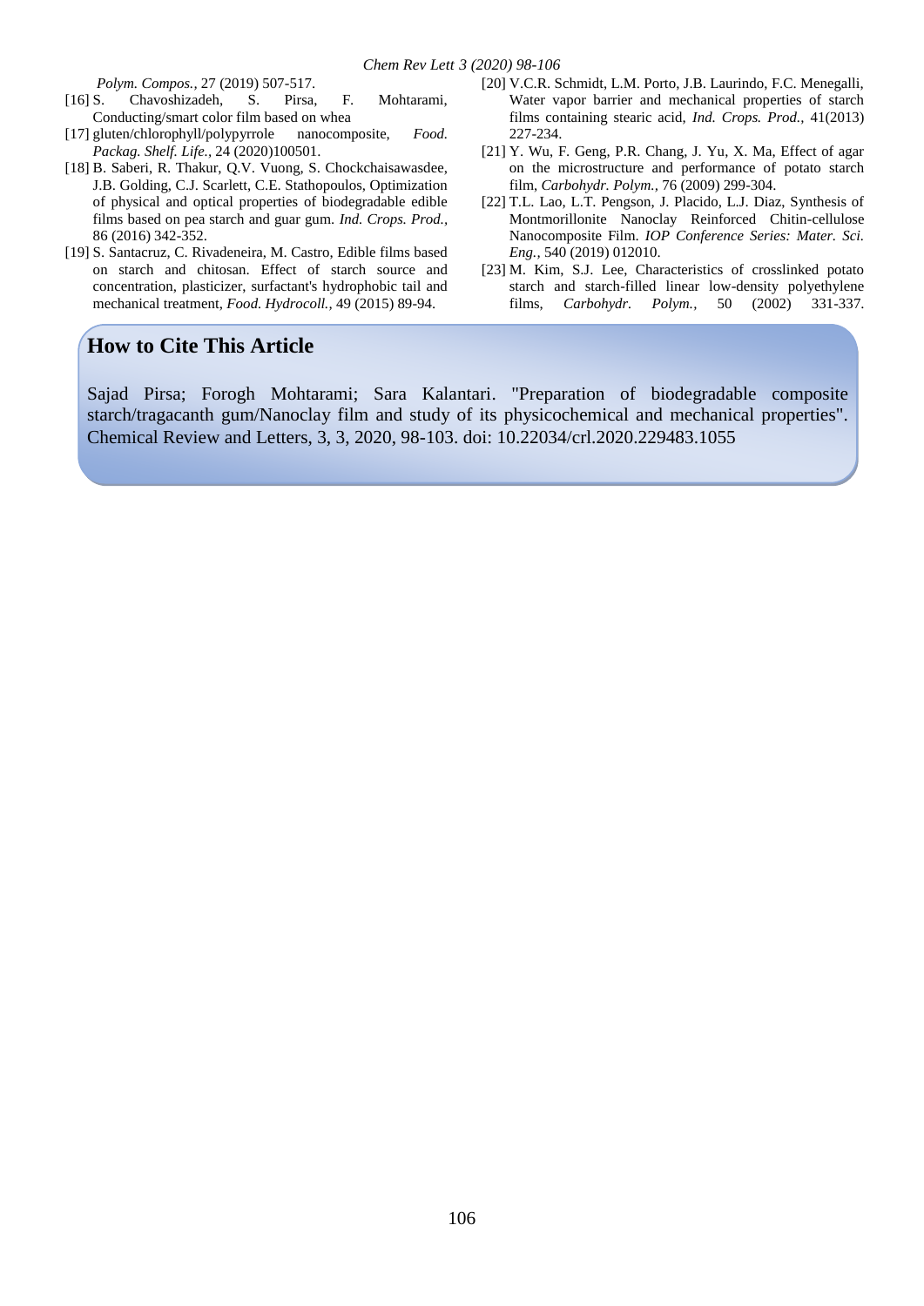*Polym. Compos.*, 27 (2019) 507-517.

[16] S. Chavoshizadeh, S. Pirsa, F. Mohtarami, Conducting/smart color film based on whea

[17] gluten/chlorophyll/polypyrrole nanocomposite, *Food. Packag. Shelf. Life.*, 24 (2020)100501.

[18] B. Saberi, R. Thakur, Q.V. Vuong, S. Chockchaisawasdee, J.B. Golding, C.J. Scarlett, C.E. Stathopoulos, Optimization of physical and optical properties of biodegradable edible films based on pea starch and guar gum. *Ind. Crops. Prod.*, 86 (2016) 342-352.

[19] S. Santacruz, C. Rivadeneira, M. Castro, Edible films based on starch and chitosan. Effect of starch source and concentration, plasticizer, surfactant's hydrophobic tail and mechanical treatment, *Food. Hydrocoll.*, 49 (2015) 89-94.

[20] V.C.R. Schmidt, L.M. Porto, J.B. Laurindo, F.C. Menegalli, Water vapor barrier and mechanical properties of starch films containing stearic acid, *Ind. Crops. Prod.*, 41(2013) 227-234.

[21] Y. Wu, F. Geng, P.R. Chang, J. Yu, X. Ma, Effect of agar on the microstructure and performance of potato starch film, *Carbohydr. Polym.*, 76 (2009) 299-304.

[22] T.L. Lao, L.T. Pengson, J. Placido, L.J. Diaz, Synthesis of Montmorillonite Nanoclay Reinforced Chitin-cellulose Nanocomposite Film. *IOP Conference Series: Mater. Sci. Eng.*, 540 (2019) 012010.

[23] M. Kim, S.J. Lee, Characteristics of crosslinked potato starch and starch-filled linear low-density polyethylene films, *Carbohydr. Polym.*, 50 (2002) 331-337.

## How to Cite This Article

Sajad Pirsa; Forogh Mohtarami; Sara Kalantari. "Preparation of biodegradable composite starch/tragacanth gum/Nanoclay film and study of its physicochemical and mechanical properties". Chemical Review and Letters, 3, 3, 2020, 98-103. doi: 10.22034/crl.2020.229483.1055